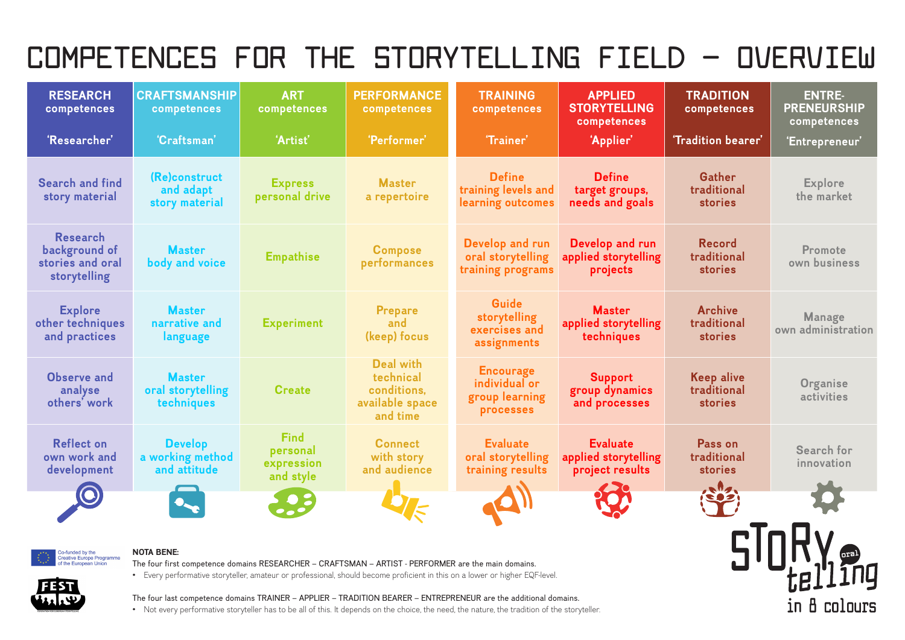# COMPETENCES FOR THE STORYTELLING FIELD – OVERVIEW

| RESEARCH competences 'Researcher' | CRAFTSMANSHIP competences 'Craftsman' | ART competences 'Artist' | PERFORMANCE competences 'Performer' | TRAINING competences 'Trainer' | APPLIED STORYTELLING competences 'Applier' | TRADITION competences 'Tradition bearer' | ENTRE-PRENEURSHIP competences 'Entrepreneur' |
|---|---|---|---|---|---|---|---|
| Search and find story material | (Re)construct and adapt story material | Express personal drive | Master a repertoire | Define training levels and learning outcomes | Define target groups, needs and goals | Gather traditional stories | Explore the market |
| Research background of stories and oral storytelling | Master body and voice | Empathise | Compose performances | Develop and run oral storytelling training programs | Develop and run applied storytelling projects | Record traditional stories | Promote own business |
| Explore other techniques and practices | Master narrative and language | Experiment | Prepare and (keep) focus | Guide storytelling exercises and assignments | Master applied storytelling techniques | Archive traditional stories | Manage own administration |
| Observe and analyse others' work | Master oral storytelling techniques | Create | Deal with technical conditions, available space and time | Encourage individual or group learning processes | Support group dynamics and processes | Keep alive traditional stories | Organise activities |
| Reflect on own work and development | Develop a working method and attitude | Find personal expression and style | Connect with story and audience | Evaluate oral storytelling training results | Evaluate applied storytelling project results | Pass on traditional stories | Search for innovation |

Co-funded by the Creative Europe Programme of the European Union

FEST

**NOTA BENE:**

The four first competence domains RESEARCHER – CRAFTSMAN – ARTIST - PERFORMER are the main domains.

- Every performative storyteller, amateur or professional, should become proficient in this on a lower or higher EQF-level.

The four last competence domains TRAINER – APPLIER – TRADITION BEARER – ENTREPRENEUR are the additional domains.

- Not every performative storyteller has to be all of this. It depends on the choice, the need, the nature, the tradition of the storyteller.

STORY oral telling in 8 colours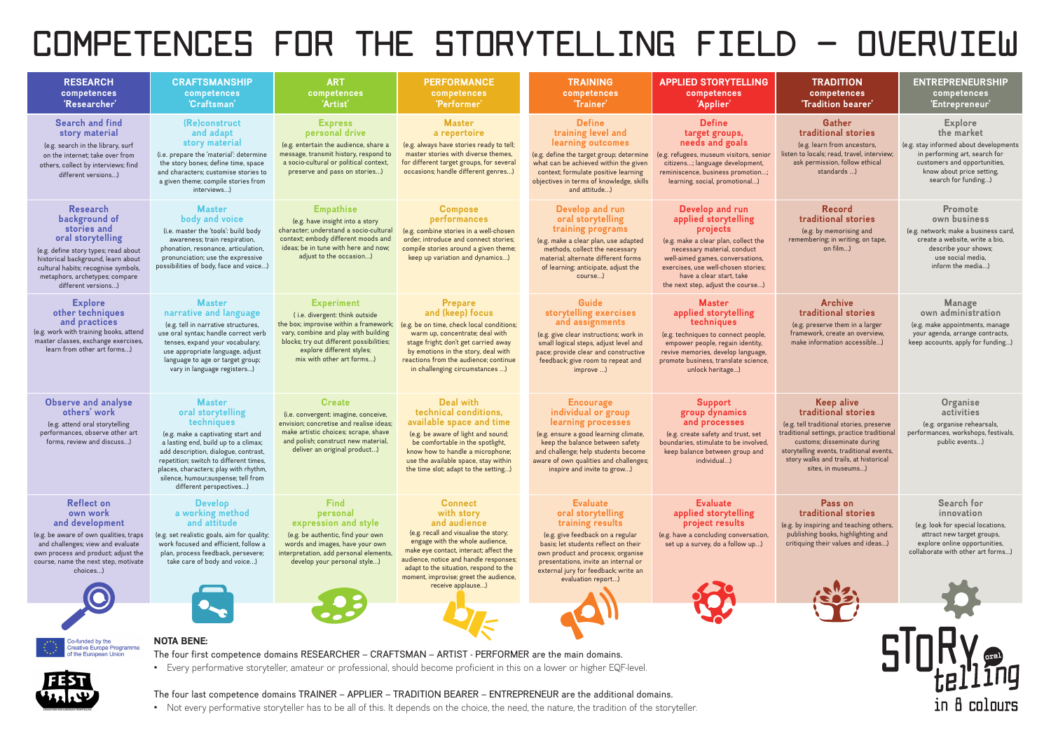# COMPETENCES FOR THE STORYTELLING FIELD – OVERVIEW

| RESEARCH competences 'Researcher' | CRAFTSMANSHIP competences 'Craftsman' | ART competences 'Artist' | PERFORMANCE competences 'Performer' | TRAINING competences 'Trainer' | APPLIED STORYTELLING competences 'Applier' | TRADITION competences 'Tradition bearer' | ENTREPRENEURSHIP competences 'Entrepreneur' |
|---|---|---|---|---|---|---|---|
| **Search and find story material** (e.g. search in the library, surf on the internet; take over from others, collect by interviews; find different versions…) | **(Re)construct and adapt story material** (i.e. prepare the 'material': determine the story bones; define time, space and characters; customise stories to a given theme; compile stories from interviews…) | **Express personal drive** (e.g. entertain the audience, share a message, transmit history, respond to a socio-cultural or political context, preserve and pass on stories…) | **Master a repertoire** (e.g. always have stories ready to tell; master stories with diverse themes, for different target groups, for several occasions; handle different genres…) | **Define training level and learning outcomes** (e.g. define the target group; determine what can be achieved within the given context; formulate positive learning objectives in terms of knowledge, skills and attitude…) | **Define target groups, needs and goals** (e.g. refugees, museum visitors, senior citizens…; language development, reminiscence, business promotion…; learning, social, promotional…) | **Gather traditional stories** (e.g. learn from ancestors, listen to locals; read, travel, interview; ask permission, follow ethical standards …) | **Explore the market** (e.g. stay informed about developments in performing art, search for customers and opportunities, know about price setting, search for funding…) |
| **Research background of stories and oral storytelling** (e.g. define story types; read about historical background, learn about cultural habits; recognise symbols, metaphors, archetypes; compare different versions…) | **Master body and voice** (i.e. master the 'tools': build body awareness; train respiration, phonation, resonance, articulation, pronunciation; use the expressive possibilities of body, face and voice…) | **Empathise** (e.g. have insight into a story character; understand a socio-cultural context; embody different moods and ideas; be in tune with here and now; adjust to the occasion…) | **Compose performances** (e.g. combine stories in a well-chosen order, introduce and connect stories; compile stories around a given theme; keep up variation and dynamics…) | **Develop and run oral storytelling training programs** (e.g. make a clear plan, use adapted methods, collect the necessary material; alternate different forms of learning; anticipate, adjust the course…) | **Develop and run applied storytelling projects** (e.g. make a clear plan, collect the necessary material, conduct well-aimed games, conversations, exercises, use well-chosen stories; have a clear start, take the next step, adjust the course…) | **Record traditional stories** (e.g. by memorising and remembering; in writing, on tape, on film…) | **Promote own business** (e.g. network; make a business card, create a website, write a bio, describe your shows; use social media, inform the media…) |
| **Explore other techniques and practices** (e.g. work with training books, attend master classes, exchange exercises, learn from other art forms…) | **Master narrative and language** (e.g. tell in narrative structures, use oral syntax; handle correct verb tenses, expand your vocabulary; use appropriate language, adjust language to age or target group; vary in language registers…) | **Experiment** ( i.e. divergent: think outside the box; improvise within a framework; vary, combine and play with building blocks; try out different possibilities; explore different styles; mix with other art forms…) | **Prepare and (keep) focus** (e.g. be on time, check local conditions; warm up, concentrate; deal with stage fright; don't get carried away by emotions in the story, deal with reactions from the audience; continue in challenging circumstances …) | **Guide storytelling exercises and assignments** (e.g. give clear instructions; work in small logical steps, adjust level and pace; provide clear and constructive feedback; give room to repeat and improve …) | **Master applied storytelling techniques** (e.g. techniques to connect people, empower people, regain identity, revive memories, develop language, promote business, translate science, unlock heritage…) | **Archive traditional stories** (e.g. preserve them in a larger framework, create an overview, make information accessible…) | **Manage own administration** (e.g. make appointments, manage your agenda, arrange contracts, keep accounts, apply for funding…) |
| **Observe and analyse others' work** (e.g. attend oral storytelling performances, observe other art forms, review and discuss…) | **Master oral storytelling techniques** (e.g. make a captivating start and a lasting end, build up to a climax; add description, dialogue, contrast, repetition; switch to different times, places, characters; play with rhythm, silence, humour,suspense; tell from different perspectives…) | **Create** (i.e. convergent: imagine, conceive, envision; concretise and realise ideas; make artistic choices; scrape, shave and polish; construct new material, deliver an original product…) | **Deal with technical conditions, available space and time** (e.g. be aware of light and sound; be comfortable in the spotlight, know how to handle a microphone; use the available space, stay within the time slot; adapt to the setting…) | **Encourage individual or group learning processes** (e.g. ensure a good learning climate, keep the balance between safety and challenge; help students become aware of own qualities and challenges; inspire and invite to grow…) | **Support group dynamics and processes** (e.g. create safety and trust, set boundaries, stimulate to be involved, keep balance between group and individual…) | **Keep alive traditional stories** (e.g. tell traditional stories, preserve traditional settings, practice traditional customs; disseminate during storytelling events, traditional events, story walks and trails, at historical sites, in museums…) | **Organise activities** (e.g. organise rehearsals, performances, workshops, festivals, public events…) |
| **Reflect on own work and development** (e.g. be aware of own qualities, traps and challenges; view and evaluate own process and product; adjust the course, name the next step, motivate choices…) | **Develop a working method and attitude** (e.g. set realistic goals, aim for quality; work focused and efficient, follow a plan, process feedback, persevere; take care of body and voice…) | **Find personal expression and style** (e.g. be authentic, find your own words and images, have your own interpretation, add personal elements, develop your personal style…) | **Connect with story and audience** (e.g. recall and visualise the story; engage with the whole audience, make eye contact, interact; affect the audience, notice and handle responses; adapt to the situation, respond to the moment, improvise; greet the audience, receive applause…) | **Evaluate oral storytelling training results** (e.g. give feedback on a regular basis; let students reflect on their own product and process; organise presentations, invite an internal or external jury for feedback; write an evaluation report…) | **Evaluate applied storytelling project results** (e.g. have a concluding conversation, set up a survey, do a follow up…) | **Pass on traditional stories** (e.g. by inspiring and teaching others, publishing books, highlighting and critiquing their values and ideas…) | **Search for innovation** (e.g. look for special locations, attract new target groups, explore online opportunities, collaborate with other art forms…) |

Co-funded by the Creative Europe Programme of the European Union

**NOTA BENE:**

The four first competence domains RESEARCHER – CRAFTSMAN – ARTIST - PERFORMER are the main domains.

- Every performative storyteller, amateur or professional, should become proficient in this on a lower or higher EQF-level.

The four last competence domains TRAINER – APPLIER – TRADITION BEARER – ENTREPRENEUR are the additional domains.

- Not every performative storyteller has to be all of this. It depends on the choice, the need, the nature, the tradition of the storyteller.

FEST – Federation for European Storytelling

STORY telling oral in 8 colours